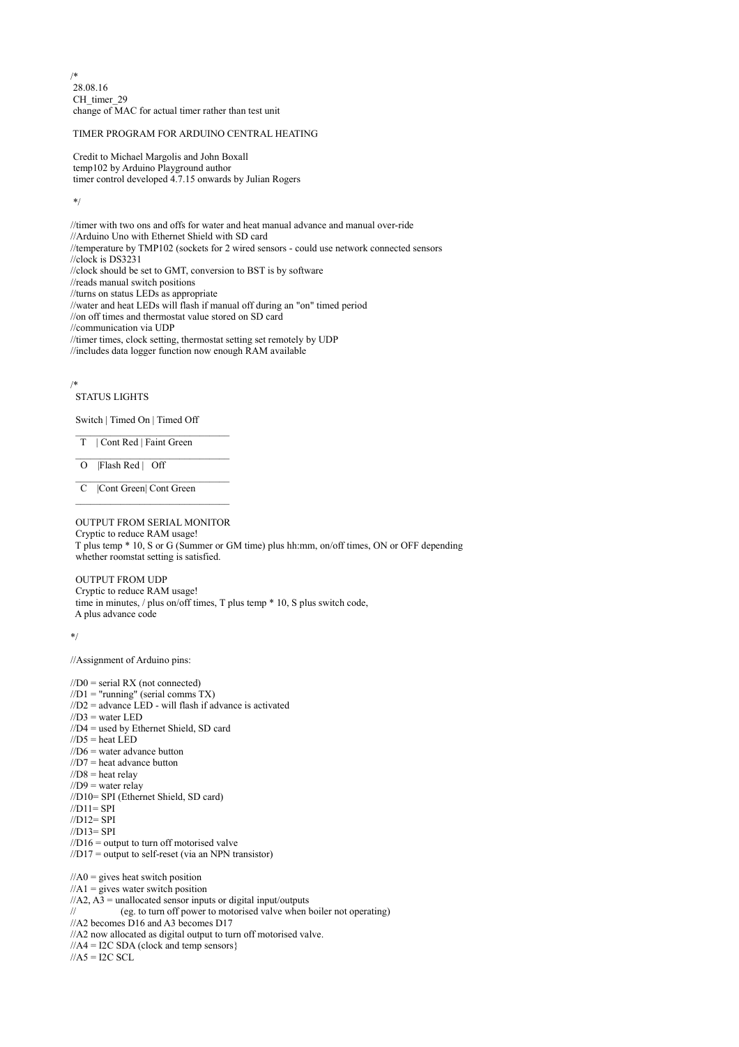```
/*
 28.08.16
 CH_timer_29
 change of MAC for actual timer rather than test unit

 TIMER PROGRAM FOR ARDUINO CENTRAL HEATING

 Credit to Michael Margolis and John Boxall
 temp102 by Arduino Playground author
 timer control developed 4.7.15 onwards by Julian Rogers

 */

//timer with two ons and offs for water and heat manual advance and manual over-ride
//Arduino Uno with Ethernet Shield with SD card
//temperature by TMP102 (sockets for 2 wired sensors - could use network connected sensors
//clock is DS3231
//clock should be set to GMT, conversion to BST is by software
//reads manual switch positions
//turns on status LEDs as appropriate
//water and heat LEDs will flash if manual off during an "on" timed period
//on off times and thermostat value stored on SD card
//communication via UDP
//timer times, clock setting, thermostat setting set remotely by UDP
//includes data logger function now enough RAM available


/*
  STATUS LIGHTS

  Switch | Timed On | Timed Off
  ________________________________
   T   | Cont Red | Faint Green
  ________________________________
   O   |Flash Red |   Off
  ________________________________
   C   |Cont Green| Cont Green
  ________________________________

  OUTPUT FROM SERIAL MONITOR
  Cryptic to reduce RAM usage!
  T plus temp * 10, S or G (Summer or GM time) plus hh:mm, on/off times, ON or OFF depending
  whether roomstat setting is satisfied.

  OUTPUT FROM UDP
  Cryptic to reduce RAM usage!
  time in minutes, / plus on/off times, T plus temp * 10, S plus switch code,
  A plus advance code

*/

//Assignment of Arduino pins:

//D0 = serial RX (not connected)
//D1 = "running" (serial comms TX)
//D2 = advance LED - will flash if advance is activated
//D3 = water LED
//D4 = used by Ethernet Shield, SD card
//D5 = heat LED
//D6 = water advance button
//D7 = heat advance button
//D8 = heat relay
//D9 = water relay
//D10= SPI (Ethernet Shield, SD card)
//D11= SPI
//D12= SPI
//D13= SPI
//D16 = output to turn off motorised valve
//D17 = output to self-reset (via an NPN transistor)

//A0 = gives heat switch position
//A1 = gives water switch position
//A2, A3 = unallocated sensor inputs or digital input/outputs
//                (eg. to turn off power to motorised valve when boiler not operating)
//A2 becomes D16 and A3 becomes D17
//A2 now allocated as digital output to turn off motorised valve.
//A4 = I2C SDA (clock and temp sensors}
//A5 = I2C SCL
```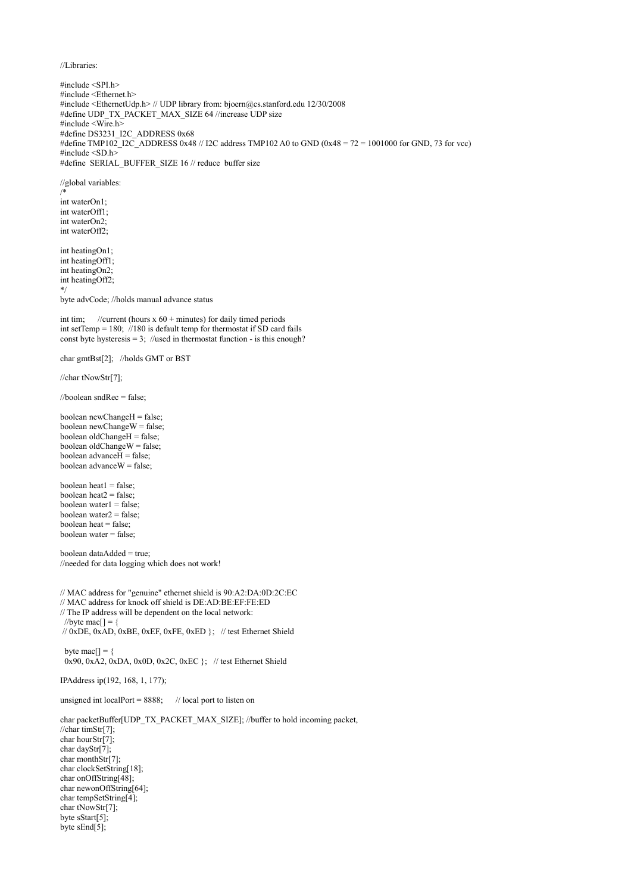```
//Libraries:

#include <SPI.h>
#include <Ethernet.h>
#include <EthernetUdp.h> // UDP library from: bjoern@cs.stanford.edu 12/30/2008
#define UDP_TX_PACKET_MAX_SIZE 64 //increase UDP size
#include <Wire.h>
#define DS3231_I2C_ADDRESS 0x68
#define TMP102_I2C_ADDRESS 0x48 // I2C address TMP102 A0 to GND (0x48 = 72 = 1001000 for GND, 73 for vcc)
#include <SD.h>
#define  SERIAL_BUFFER_SIZE 16 // reduce  buffer size

//global variables:
/*
int waterOn1;
int waterOff1;
int waterOn2;
int waterOff2;

int heatingOn1;
int heatingOff1;
int heatingOn2;
int heatingOff2;
*/
byte advCode; //holds manual advance status

int tim;      //current (hours x 60 + minutes) for daily timed periods
int setTemp = 180;  //180 is default temp for thermostat if SD card fails
const byte hysteresis = 3;  //used in thermostat function - is this enough?

char gmtBst[2];   //holds GMT or BST

//char tNowStr[7];

//boolean sndRec = false;

boolean newChangeH = false;
boolean newChangeW = false;
boolean oldChangeH = false;
boolean oldChangeW = false;
boolean advanceH = false;
boolean advanceW = false;

boolean heat1 = false;
boolean heat2 = false;
boolean water1 = false;
boolean water2 = false;
boolean heat = false;
boolean water = false;

boolean dataAdded = true;
//needed for data logging which does not work!


// MAC address for "genuine" ethernet shield is 90:A2:DA:0D:2C:EC
// MAC address for knock off shield is DE:AD:BE:EF:FE:ED
// The IP address will be dependent on the local network:
  //byte mac[] = {
 // 0xDE, 0xAD, 0xBE, 0xEF, 0xFE, 0xED };   // test Ethernet Shield

  byte mac[] = {
  0x90, 0xA2, 0xDA, 0x0D, 0x2C, 0xEC };   // test Ethernet Shield

IPAddress ip(192, 168, 1, 177);

unsigned int localPort = 8888;      // local port to listen on

char packetBuffer[UDP_TX_PACKET_MAX_SIZE]; //buffer to hold incoming packet,
//char timStr[7];
char hourStr[7];
char dayStr[7];
char monthStr[7];
char clockSetString[18];
char onOffString[48];
char newonOffString[64];
char tempSetString[4];
char tNowStr[7];
byte sStart[5];
byte sEnd[5];
```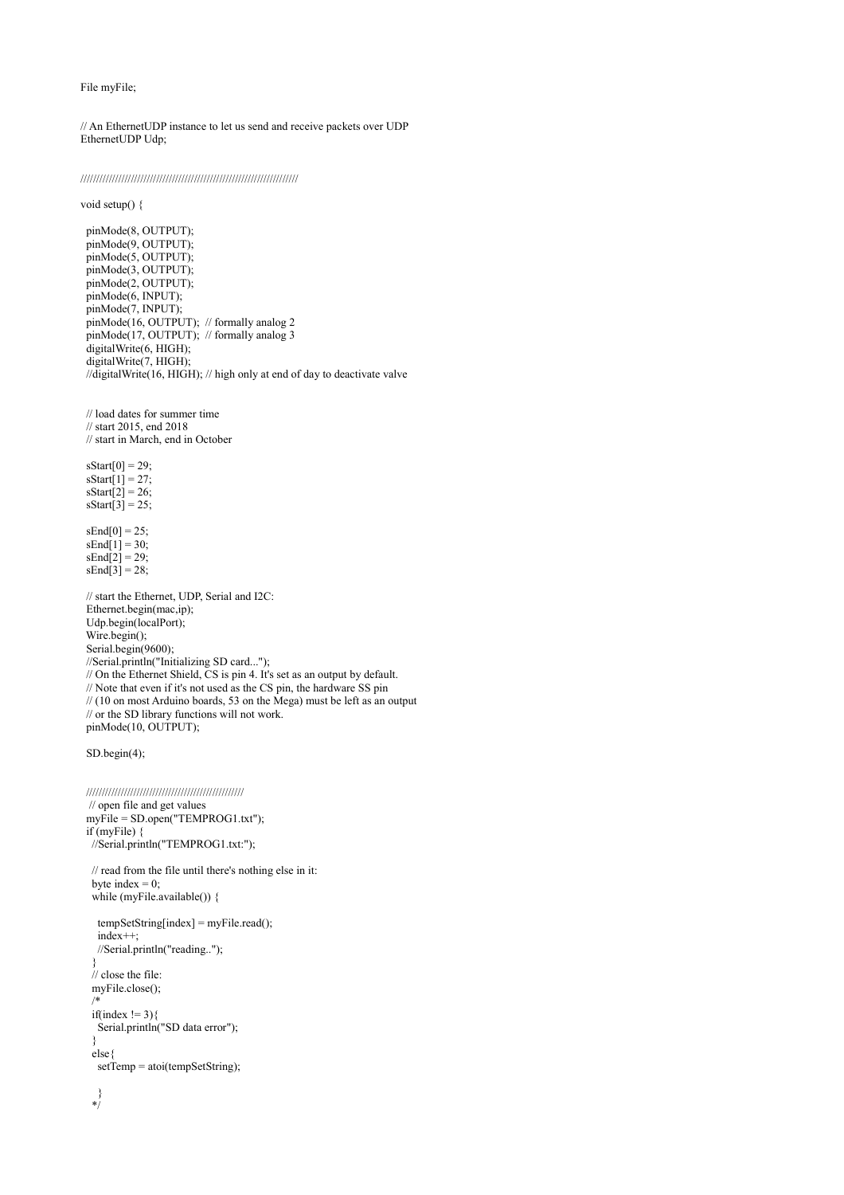```
File myFile;


// An EthernetUDP instance to let us send and receive packets over UDP
EthernetUDP Udp;


////////////////////////////////////////////////////////////////////

void setup() {

  pinMode(8, OUTPUT);
  pinMode(9, OUTPUT);
  pinMode(5, OUTPUT);
  pinMode(3, OUTPUT);
  pinMode(2, OUTPUT);
  pinMode(6, INPUT);
  pinMode(7, INPUT);
  pinMode(16, OUTPUT);  // formally analog 2
  pinMode(17, OUTPUT);  // formally analog 3
  digitalWrite(6, HIGH);
  digitalWrite(7, HIGH);
  //digitalWrite(16, HIGH); // high only at end of day to deactivate valve


  // load dates for summer time
  // start 2015, end 2018
  // start in March, end in October

  sStart[0] = 29;
  sStart[1] = 27;
  sStart[2] = 26;
  sStart[3] = 25;

  sEnd[0] = 25;
  sEnd[1] = 30;
  sEnd[2] = 29;
  sEnd[3] = 28;

  // start the Ethernet, UDP, Serial and I2C:
  Ethernet.begin(mac,ip);
  Udp.begin(localPort);
  Wire.begin();
  Serial.begin(9600);
  //Serial.println("Initializing SD card...");
  // On the Ethernet Shield, CS is pin 4. It's set as an output by default.
  // Note that even if it's not used as the CS pin, the hardware SS pin
  // (10 on most Arduino boards, 53 on the Mega) must be left as an output
  // or the SD library functions will not work.
  pinMode(10, OUTPUT);

  SD.begin(4);


  ////////////////////////////////////////////////////
   // open file and get values
  myFile = SD.open("TEMPROG1.txt");
  if (myFile) {
    //Serial.println("TEMPROG1.txt:");

    // read from the file until there's nothing else in it:
    byte index = 0;
    while (myFile.available()) {

      tempSetString[index] = myFile.read();
      index++;
      //Serial.println("reading..");
    }
    // close the file:
    myFile.close();
    /*
    if(index != 3){
      Serial.println("SD data error");
    }
    else{
      setTemp = atoi(tempSetString);

      }
    */
```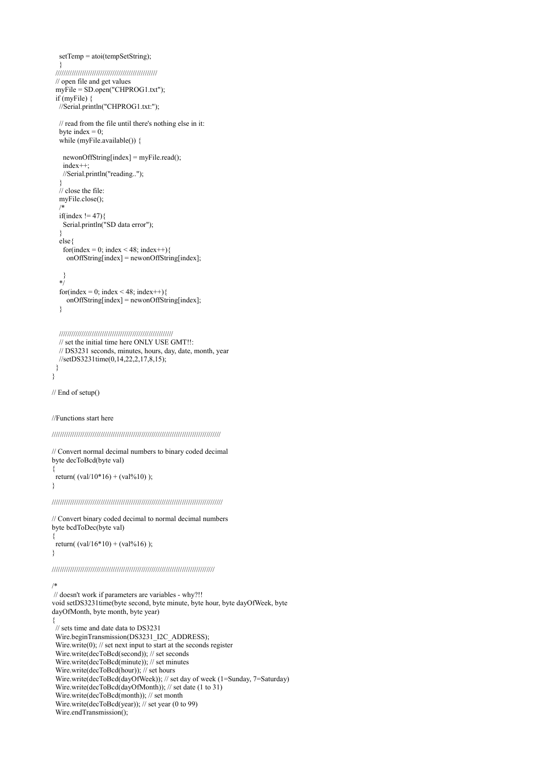```
    setTemp = atoi(tempSetString);
    }
  ////////////////////////////////////////////////
  // open file and get values
  myFile = SD.open("CHPROG1.txt");
  if (myFile) {
    //Serial.println("CHPROG1.txt:");

    // read from the file until there's nothing else in it:
    byte index = 0;
    while (myFile.available()) {

      newonOffString[index] = myFile.read();
      index++;
      //Serial.println("reading..");
    }
    // close the file:
    myFile.close();
    /*
    if(index != 47){
      Serial.println("SD data error");
    }
    else{
      for(index = 0; index < 48; index++){
        onOffString[index] = newonOffString[index];

      }
    */
    for(index = 0; index < 48; index++){
        onOffString[index] = newonOffString[index];
    }


    ///////////////////////////////////////////////////////
    // set the initial time here ONLY USE GMT!!:
    // DS3231 seconds, minutes, hours, day, date, month, year
    //setDS3231time(0,14,22,2,17,8,15);
  }
}

// End of setup()


//Functions start here

//////////////////////////////////////////////////////////////////////////////////

// Convert normal decimal numbers to binary coded decimal
byte decToBcd(byte val)
{
  return( (val/10*16) + (val%10) );
}

//////////////////////////////////////////////////////////////////////////////////

// Convert binary coded decimal to normal decimal numbers
byte bcdToDec(byte val)
{
  return( (val/16*10) + (val%16) );
}

//////////////////////////////////////////////////////////////////////////////////

/*
 // doesn't work if parameters are variables - why?!!
void setDS3231time(byte second, byte minute, byte hour, byte dayOfWeek, byte
dayOfMonth, byte month, byte year)
{
  // sets time and date data to DS3231
  Wire.beginTransmission(DS3231_I2C_ADDRESS);
  Wire.write(0); // set next input to start at the seconds register
  Wire.write(decToBcd(second)); // set seconds
  Wire.write(decToBcd(minute)); // set minutes
  Wire.write(decToBcd(hour)); // set hours
  Wire.write(decToBcd(dayOfWeek)); // set day of week (1=Sunday, 7=Saturday)
  Wire.write(decToBcd(dayOfMonth)); // set date (1 to 31)
  Wire.write(decToBcd(month)); // set month
  Wire.write(decToBcd(year)); // set year (0 to 99)
  Wire.endTransmission();
```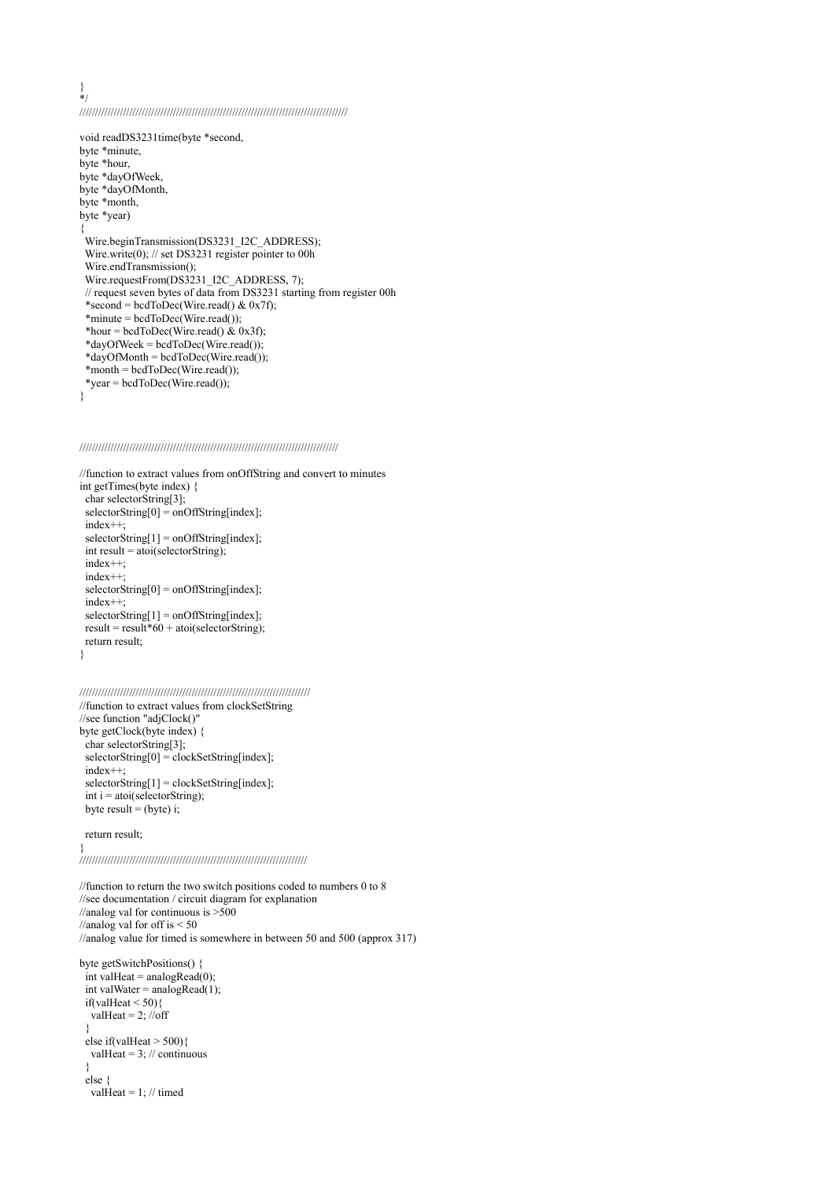```
}
*/
////////////////////////////////////////////////////////////////////////////////

void readDS3231time(byte *second,
byte *minute,
byte *hour,
byte *dayOfWeek,
byte *dayOfMonth,
byte *month,
byte *year)
{
  Wire.beginTransmission(DS3231_I2C_ADDRESS);
  Wire.write(0); // set DS3231 register pointer to 00h
  Wire.endTransmission();
  Wire.requestFrom(DS3231_I2C_ADDRESS, 7);
  // request seven bytes of data from DS3231 starting from register 00h
  *second = bcdToDec(Wire.read() & 0x7f);
  *minute = bcdToDec(Wire.read());
  *hour = bcdToDec(Wire.read() & 0x3f);
  *dayOfWeek = bcdToDec(Wire.read());
  *dayOfMonth = bcdToDec(Wire.read());
  *month = bcdToDec(Wire.read());
  *year = bcdToDec(Wire.read());
}



////////////////////////////////////////////////////////////////////////////////

//function to extract values from onOffString and convert to minutes
int getTimes(byte index) {
  char selectorString[3];
  selectorString[0] = onOffString[index];
  index++;
  selectorString[1] = onOffString[index];
  int result = atoi(selectorString);
  index++;
  index++;
  selectorString[0] = onOffString[index];
  index++;
  selectorString[1] = onOffString[index];
  result = result*60 + atoi(selectorString);
  return result;
}


////////////////////////////////////////////////////////////////////////
//function to extract values from clockSetString
//see function "adjClock()"
byte getClock(byte index) {
  char selectorString[3];
  selectorString[0] = clockSetString[index];
  index++;
  selectorString[1] = clockSetString[index];
  int i = atoi(selectorString);
  byte result = (byte) i;

  return result;
}
////////////////////////////////////////////////////////////////////////

//function to return the two switch positions coded to numbers 0 to 8
//see documentation / circuit diagram for explanation
//analog val for continuous is >500
//analog val for off is < 50
//analog value for timed is somewhere in between 50 and 500 (approx 317)

byte getSwitchPositions() {
  int valHeat = analogRead(0);
  int valWater = analogRead(1);
  if(valHeat < 50){
    valHeat = 2; //off
  }
  else if(valHeat > 500){
    valHeat = 3; // continuous
  }
  else {
    valHeat = 1; // timed
```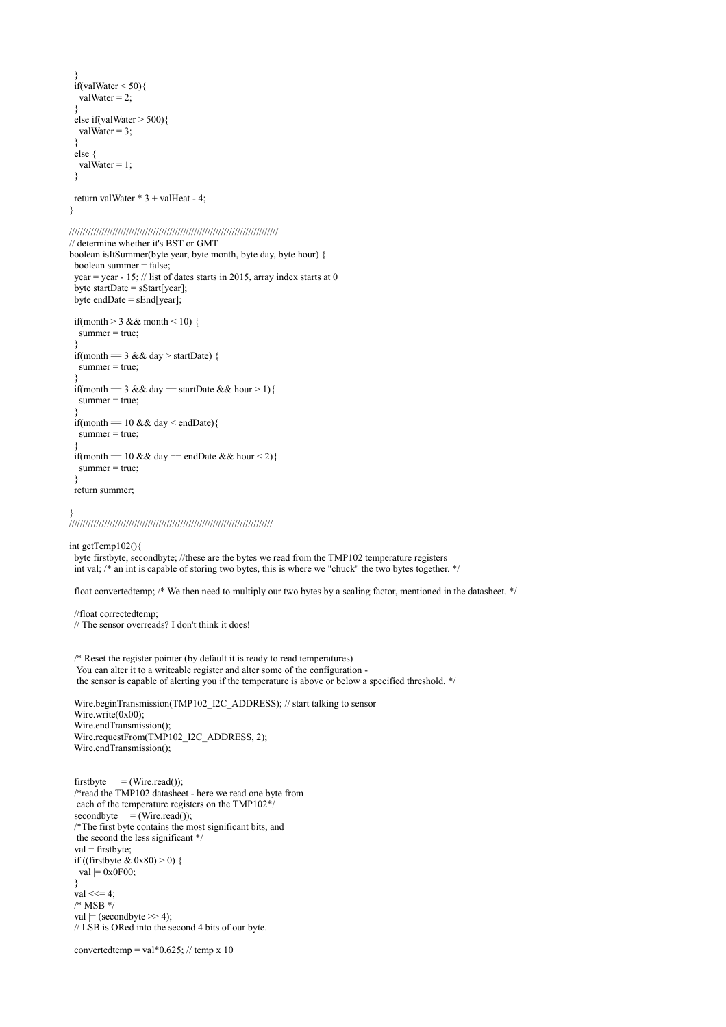```
  }
  if(valWater < 50){
    valWater = 2;
  }
  else if(valWater > 500){
    valWater = 3;
  }
  else {
    valWater = 1;
  }

  return valWater * 3 + valHeat - 4;
}

///////////////////////////////////////////////////////////////////////////
// determine whether it's BST or GMT
boolean isItSummer(byte year, byte month, byte day, byte hour) {
  boolean summer = false;
  year = year - 15; // list of dates starts in 2015, array index starts at 0
  byte startDate = sStart[year];
  byte endDate = sEnd[year];

  if(month > 3 && month < 10) {
    summer = true;
  }
  if(month == 3 && day > startDate) {
    summer = true;
  }
  if(month == 3 && day == startDate && hour > 1){
    summer = true;
  }
  if(month == 10 && day < endDate){
    summer = true;
  }
  if(month == 10 && day == endDate && hour < 2){
    summer = true;
  }
  return summer;

}
///////////////////////////////////////////////////////////////////////////

int getTemp102(){
  byte firstbyte, secondbyte; //these are the bytes we read from the TMP102 temperature registers
  int val; /* an int is capable of storing two bytes, this is where we "chuck" the two bytes together. */

  float convertedtemp; /* We then need to multiply our two bytes by a scaling factor, mentioned in the datasheet. */

  //float correctedtemp;
  // The sensor overreads? I don't think it does!


  /* Reset the register pointer (by default it is ready to read temperatures)
   You can alter it to a writeable register and alter some of the configuration -
   the sensor is capable of alerting you if the temperature is above or below a specified threshold. */

  Wire.beginTransmission(TMP102_I2C_ADDRESS); // start talking to sensor
  Wire.write(0x00);
  Wire.endTransmission();
  Wire.requestFrom(TMP102_I2C_ADDRESS, 2);
  Wire.endTransmission();


  firstbyte      = (Wire.read());
  /*read the TMP102 datasheet - here we read one byte from
   each of the temperature registers on the TMP102*/
  secondbyte     = (Wire.read());
  /*The first byte contains the most significant bits, and
   the second the less significant */
  val = firstbyte;
  if ((firstbyte & 0x80) > 0) {
    val |= 0x0F00;
  }
  val <<= 4;
  /* MSB */
  val |= (secondbyte >> 4);
  // LSB is ORed into the second 4 bits of our byte.

  convertedtemp = val*0.625; // temp x 10
```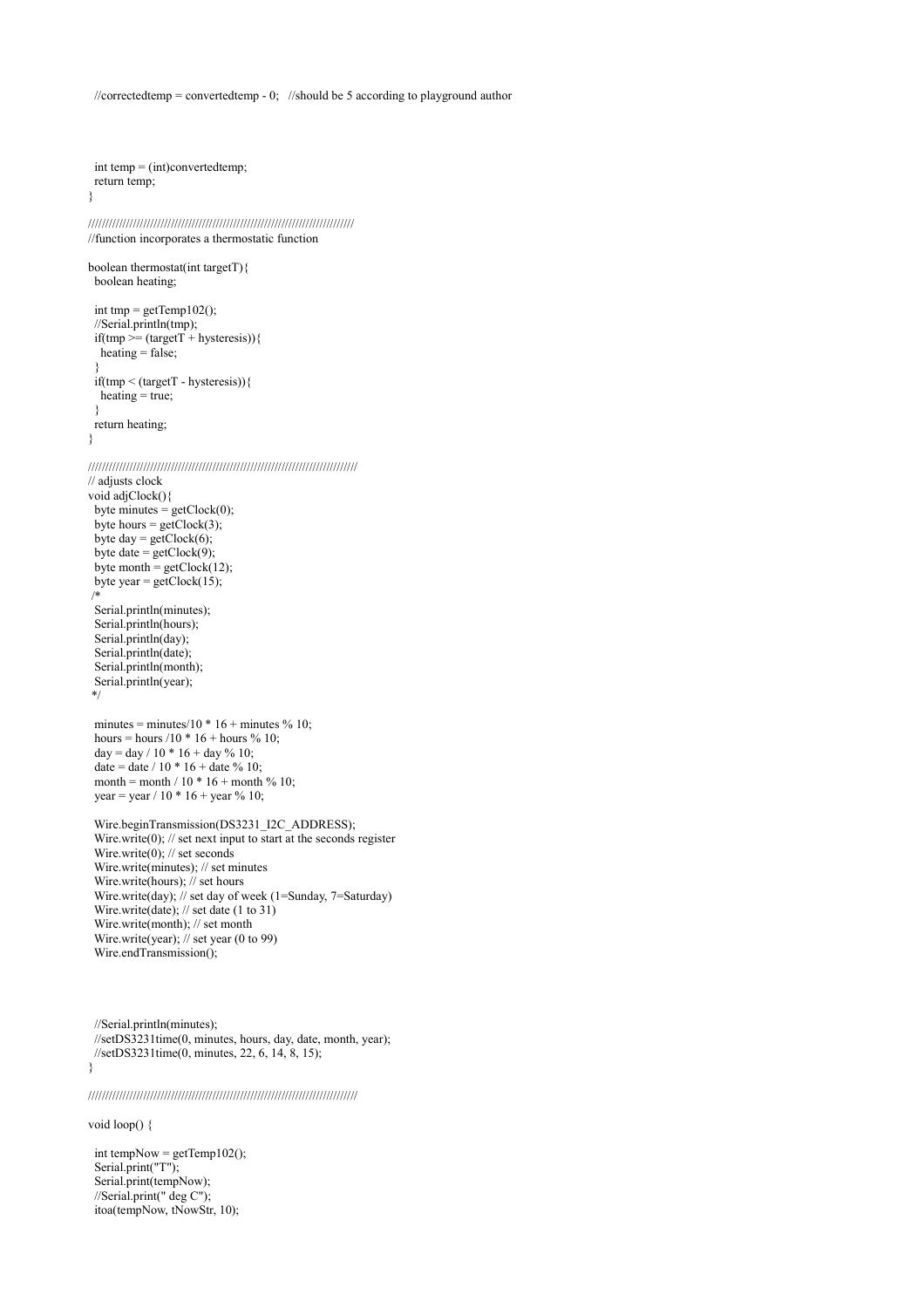```
  //correctedtemp = convertedtemp - 0;   //should be 5 according to playground author




  int temp = (int)convertedtemp;
  return temp;
}

/////////////////////////////////////////////////////////////////////////////
//function incorporates a thermostatic function

boolean thermostat(int targetT){
  boolean heating;

  int tmp = getTemp102();
  //Serial.println(tmp);
  if(tmp >= (targetT + hysteresis)){
    heating = false;
  }
  if(tmp < (targetT - hysteresis)){
    heating = true;
  }
  return heating;
}

/////////////////////////////////////////////////////////////////////////////
// adjusts clock
void adjClock(){
  byte minutes = getClock(0);
  byte hours = getClock(3);
  byte day = getClock(6);
  byte date = getClock(9);
  byte month = getClock(12);
  byte year = getClock(15);
 /*
  Serial.println(minutes);
  Serial.println(hours);
  Serial.println(day);
  Serial.println(date);
  Serial.println(month);
  Serial.println(year);
 */

  minutes = minutes/10 * 16 + minutes % 10;
  hours = hours /10 * 16 + hours % 10;
  day = day / 10 * 16 + day % 10;
  date = date / 10 * 16 + date % 10;
  month = month / 10 * 16 + month % 10;
  year = year / 10 * 16 + year % 10;

  Wire.beginTransmission(DS3231_I2C_ADDRESS);
  Wire.write(0); // set next input to start at the seconds register
  Wire.write(0); // set seconds
  Wire.write(minutes); // set minutes
  Wire.write(hours); // set hours
  Wire.write(day); // set day of week (1=Sunday, 7=Saturday)
  Wire.write(date); // set date (1 to 31)
  Wire.write(month); // set month
  Wire.write(year); // set year (0 to 99)
  Wire.endTransmission();




  //Serial.println(minutes);
  //setDS3231time(0, minutes, hours, day, date, month, year);
  //setDS3231time(0, minutes, 22, 6, 14, 8, 15);
}

/////////////////////////////////////////////////////////////////////////////

void loop() {

  int tempNow = getTemp102();
  Serial.print("T");
  Serial.print(tempNow);
  //Serial.print(" deg C");
  itoa(tempNow, tNowStr, 10);
```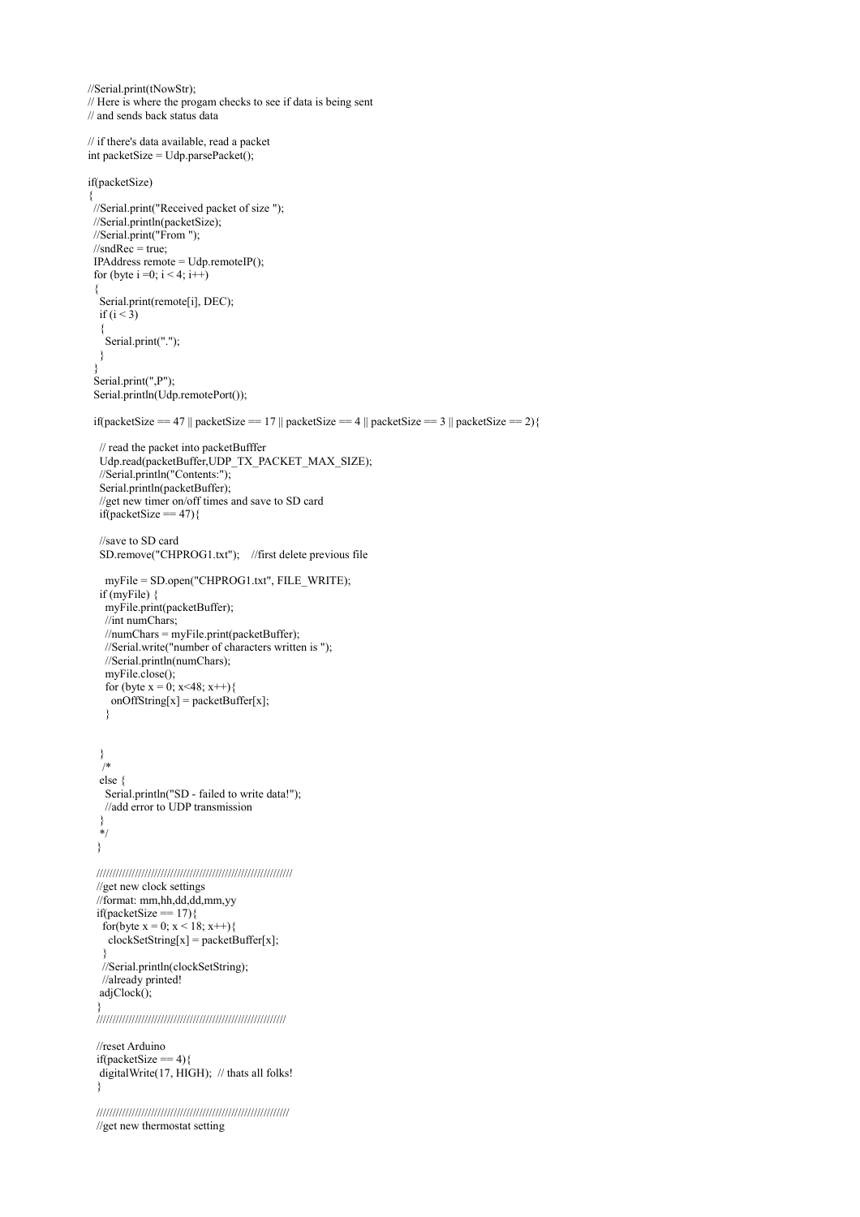```
//Serial.print(tNowStr);
// Here is where the progam checks to see if data is being sent
// and sends back status data

// if there's data available, read a packet
int packetSize = Udp.parsePacket();

if(packetSize)
{
  //Serial.print("Received packet of size ");
  //Serial.println(packetSize);
  //Serial.print("From ");
  //sndRec = true;
  IPAddress remote = Udp.remoteIP();
  for (byte i =0; i < 4; i++)
  {
    Serial.print(remote[i], DEC);
    if (i < 3)
    {
      Serial.print(".");
    }
  }
  Serial.print(",P");
  Serial.println(Udp.remotePort());

  if(packetSize == 47 || packetSize == 17 || packetSize == 4 || packetSize == 3 || packetSize == 2){

    // read the packet into packetBufffer
    Udp.read(packetBuffer,UDP_TX_PACKET_MAX_SIZE);
    //Serial.println("Contents:");
    Serial.println(packetBuffer);
    //get new timer on/off times and save to SD card
    if(packetSize == 47){

    //save to SD card
    SD.remove("CHPROG1.txt");    //first delete previous file

      myFile = SD.open("CHPROG1.txt", FILE_WRITE);
    if (myFile) {
      myFile.print(packetBuffer);
      //int numChars;
      //numChars = myFile.print(packetBuffer);
      //Serial.write("number of characters written is ");
      //Serial.println(numChars);
      myFile.close();
      for (byte x = 0; x<48; x++){
        onOffString[x] = packetBuffer[x];
      }


    }
     /*
    else {
      Serial.println("SD - failed to write data!");
      //add error to UDP transmission
    }
    */
   }

   //////////////////////////////////////////////////////////////
   //get new clock settings
   //format: mm,hh,dd,dd,mm,yy
   if(packetSize == 17){
     for(byte x = 0; x < 18; x++){
       clockSetString[x] = packetBuffer[x];
     }
     //Serial.println(clockSetString);
     //already printed!
    adjClock();
   }
   /////////////////////////////////////////////////////////////

   //reset Arduino
   if(packetSize == 4){
    digitalWrite(17, HIGH);  // thats all folks!
   }

   /////////////////////////////////////////////////////////////
   //get new thermostat setting
```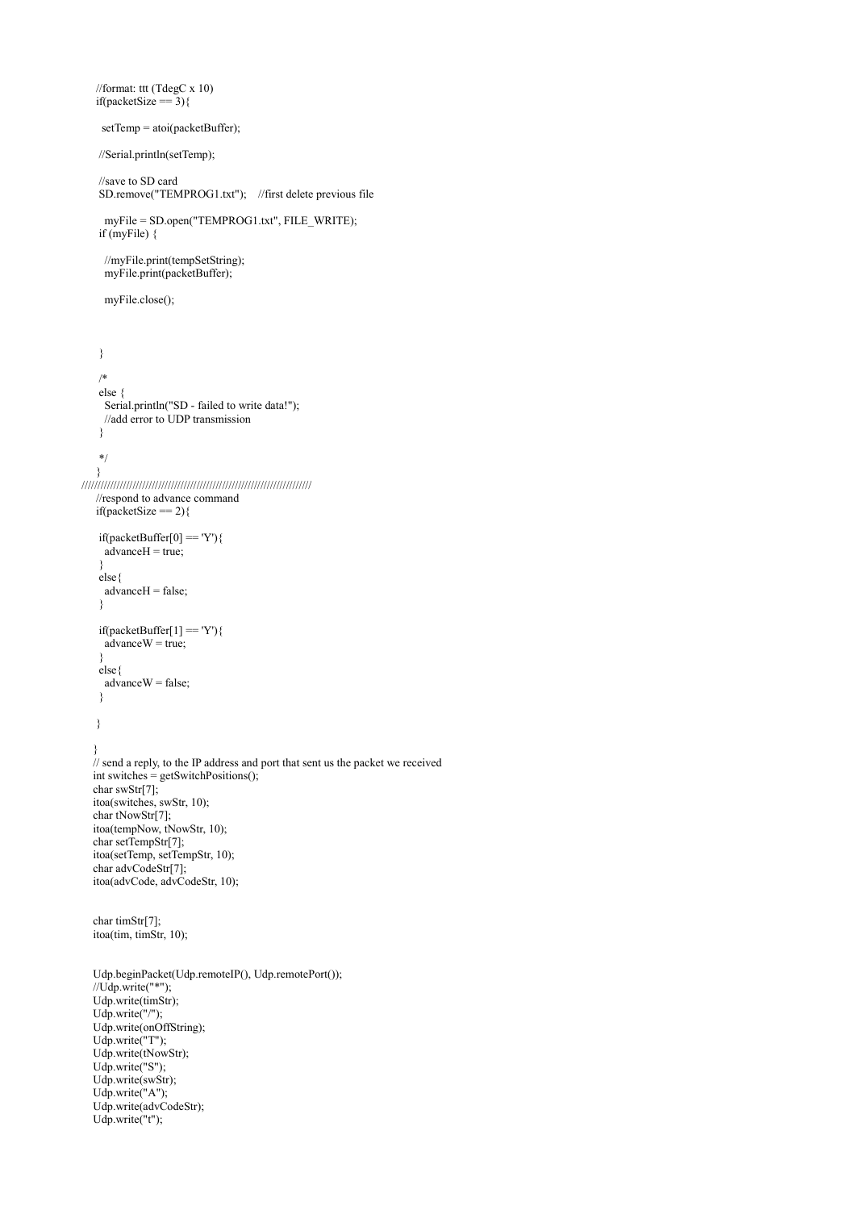```
    //format: ttt (TdegC x 10)
    if(packetSize == 3){

      setTemp = atoi(packetBuffer);

     //Serial.println(setTemp);

     //save to SD card
     SD.remove("TEMPROG1.txt");    //first delete previous file

       myFile = SD.open("TEMPROG1.txt", FILE_WRITE);
     if (myFile) {

       //myFile.print(tempSetString);
       myFile.print(packetBuffer);

       myFile.close();



     }

     /*
     else {
       Serial.println("SD - failed to write data!");
       //add error to UDP transmission
     }

     */
    }
////////////////////////////////////////////////////////////////////
    //respond to advance command
    if(packetSize == 2){

     if(packetBuffer[0] == 'Y'){
       advanceH = true;
     }
     else{
       advanceH = false;
     }

     if(packetBuffer[1] == 'Y'){
       advanceW = true;
     }
     else{
       advanceW = false;
     }

    }

   }
   // send a reply, to the IP address and port that sent us the packet we received
   int switches = getSwitchPositions();
   char swStr[7];
   itoa(switches, swStr, 10);
   char tNowStr[7];
   itoa(tempNow, tNowStr, 10);
   char setTempStr[7];
   itoa(setTemp, setTempStr, 10);
   char advCodeStr[7];
   itoa(advCode, advCodeStr, 10);


   char timStr[7];
   itoa(tim, timStr, 10);


   Udp.beginPacket(Udp.remoteIP(), Udp.remotePort());
   //Udp.write("*");
   Udp.write(timStr);
   Udp.write("/");
   Udp.write(onOffString);
   Udp.write("T");
   Udp.write(tNowStr);
   Udp.write("S");
   Udp.write(swStr);
   Udp.write("A");
   Udp.write(advCodeStr);
   Udp.write("t");
```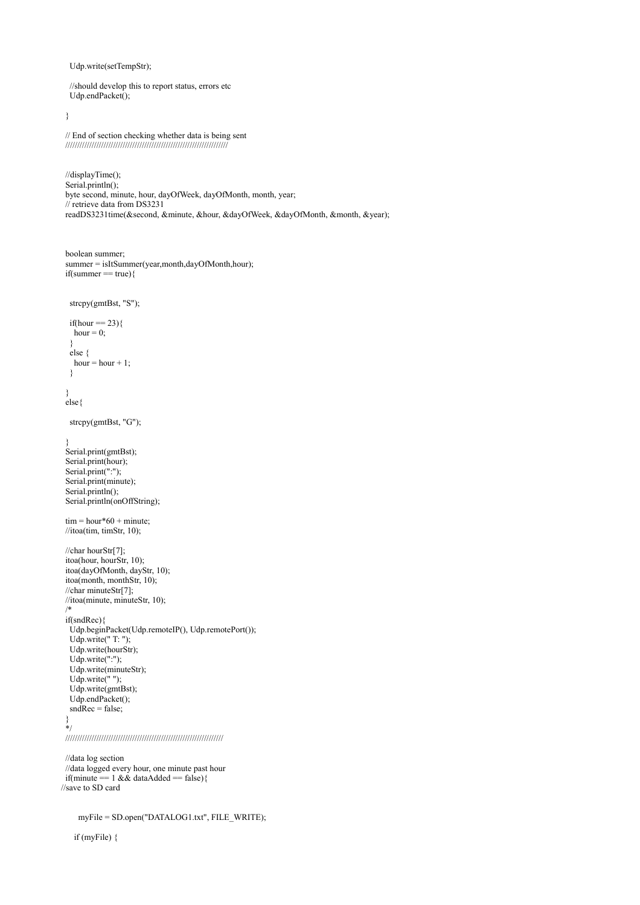```
    Udp.write(setTempStr);

    //should develop this to report status, errors etc
    Udp.endPacket();

  }

  // End of section checking whether data is being sent
  //////////////////////////////////////////////////////////////////


  //displayTime();
  Serial.println();
  byte second, minute, hour, dayOfWeek, dayOfMonth, month, year;
  // retrieve data from DS3231
  readDS3231time(&second, &minute, &hour, &dayOfWeek, &dayOfMonth, &month, &year);



  boolean summer;
  summer = isItSummer(year,month,dayOfMonth,hour);
  if(summer == true){


    strcpy(gmtBst, "S");

    if(hour == 23){
      hour = 0;
    }
    else {
      hour = hour + 1;
    }

  }
  else{

    strcpy(gmtBst, "G");

  }
  Serial.print(gmtBst);
  Serial.print(hour);
  Serial.print(":");
  Serial.print(minute);
  Serial.println();
  Serial.println(onOffString);

  tim = hour*60 + minute;
  //itoa(tim, timStr, 10);

  //char hourStr[7];
  itoa(hour, hourStr, 10);
  itoa(dayOfMonth, dayStr, 10);
  itoa(month, monthStr, 10);
  //char minuteStr[7];
  //itoa(minute, minuteStr, 10);
  /*
  if(sndRec){
    Udp.beginPacket(Udp.remoteIP(), Udp.remotePort());
    Udp.write(" T: ");
    Udp.write(hourStr);
    Udp.write(":");
    Udp.write(minuteStr);
    Udp.write(" ");
    Udp.write(gmtBst);
    Udp.endPacket();
    sndRec = false;
  }
  */
  //////////////////////////////////////////////////////////////////

  //data log section
  //data logged every hour, one minute past hour
  if(minute == 1 && dataAdded == false){
//save to SD card


      myFile = SD.open("DATALOG1.txt", FILE_WRITE);

    if (myFile) {
```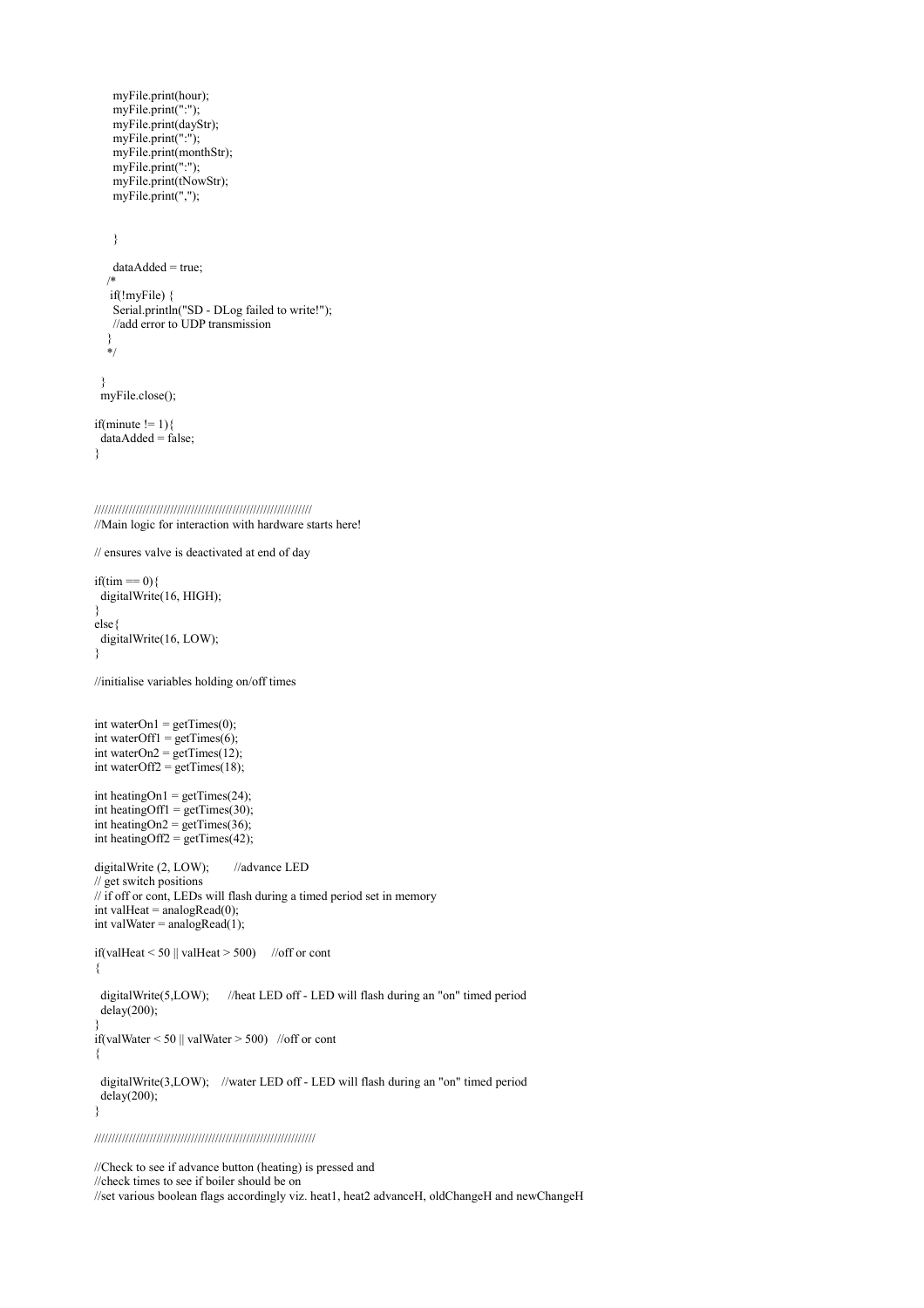```
      myFile.print(hour);
      myFile.print(":");
      myFile.print(dayStr);
      myFile.print(":");
      myFile.print(monthStr);
      myFile.print(":");
      myFile.print(tNowStr);
      myFile.print(",");


      }

      dataAdded = true;
    /*
     if(!myFile) {
      Serial.println("SD - DLog failed to write!");
      //add error to UDP transmission
    }
    */

  }
  myFile.close();

if(minute != 1){
  dataAdded = false;
}



//////////////////////////////////////////////////////////////////
//Main logic for interaction with hardware starts here!

// ensures valve is deactivated at end of day

if(tim == 0){
  digitalWrite(16, HIGH);
}
else{
  digitalWrite(16, LOW);
}

//initialise variables holding on/off times


int waterOn1 = getTimes(0);
int waterOff1 = getTimes(6);
int waterOn2 = getTimes(12);
int waterOff2 = getTimes(18);

int heatingOn1 = getTimes(24);
int heatingOff1 = getTimes(30);
int heatingOn2 = getTimes(36);
int heatingOff2 = getTimes(42);

digitalWrite (2, LOW);        //advance LED
// get switch positions
// if off or cont, LEDs will flash during a timed period set in memory
int valHeat = analogRead(0);
int valWater = analogRead(1);

if(valHeat < 50 || valHeat > 500)     //off or cont
{

  digitalWrite(5,LOW);      //heat LED off - LED will flash during an "on" timed period
  delay(200);
}
if(valWater < 50 || valWater > 500)   //off or cont
{

  digitalWrite(3,LOW);    //water LED off - LED will flash during an "on" timed period
  delay(200);
}

//////////////////////////////////////////////////////////////////

//Check to see if advance button (heating) is pressed and
//check times to see if boiler should be on
//set various boolean flags accordingly viz. heat1, heat2 advanceH, oldChangeH and newChangeH
```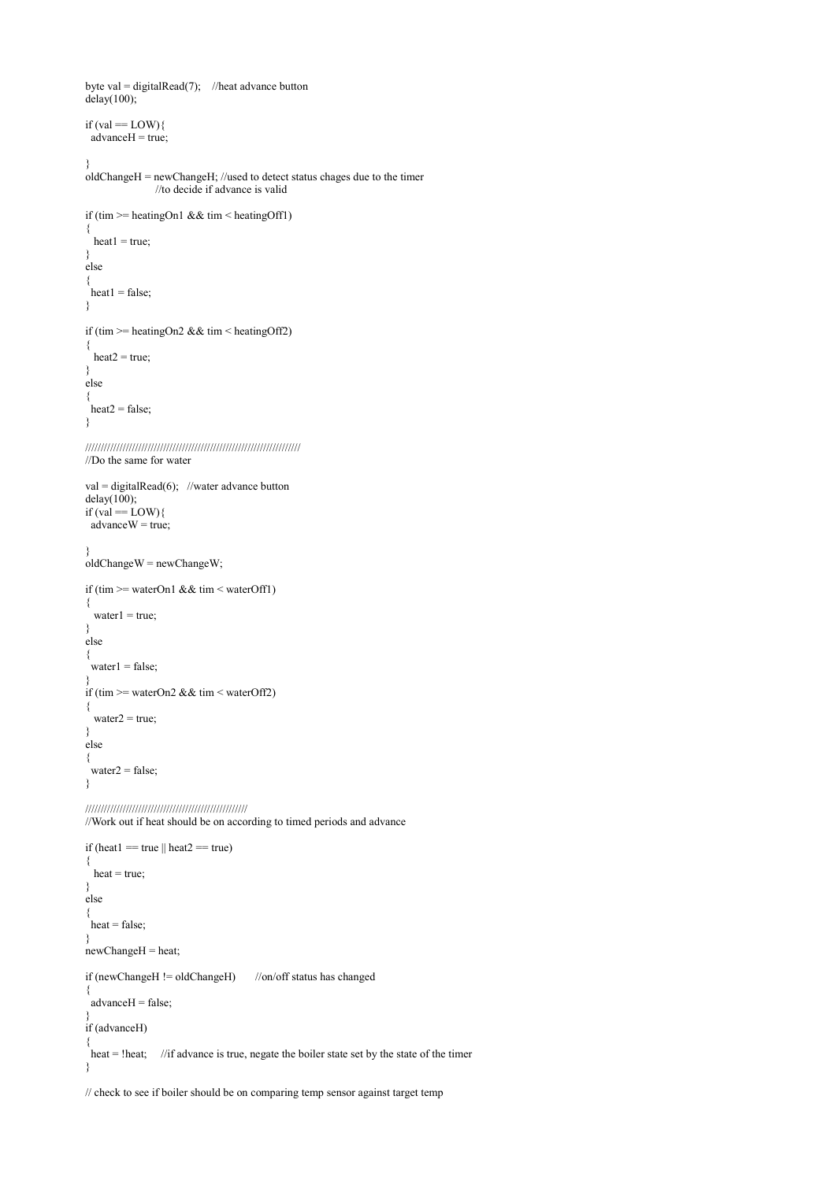```
byte val = digitalRead(7);    //heat advance button
delay(100);

if (val == LOW){
  advanceH = true;

}
oldChangeH = newChangeH; //used to detect status chages due to the timer
                        //to decide if advance is valid

if (tim >= heatingOn1 && tim < heatingOff1)
{
   heat1 = true;
}
else
{
  heat1 = false;
}

if (tim >= heatingOn2 && tim < heatingOff2)
{
   heat2 = true;
}
else
{
  heat2 = false;
}

//////////////////////////////////////////////////////////////////////
//Do the same for water

val = digitalRead(6);   //water advance button
delay(100);
if (val == LOW){
  advanceW = true;

}
oldChangeW = newChangeW;

if (tim >= waterOn1 && tim < waterOff1)
{
   water1 = true;
}
else
{
  water1 = false;
}
if (tim >= waterOn2 && tim < waterOff2)
{
   water2 = true;
}
else
{
  water2 = false;
}

/////////////////////////////////////////////////////
//Work out if heat should be on according to timed periods and advance

if (heat1 == true || heat2 == true)
{
   heat = true;
}
else
{
  heat = false;
}
newChangeH = heat;

if (newChangeH != oldChangeH)       //on/off status has changed
{
  advanceH = false;
}
if (advanceH)
{
  heat = !heat;     //if advance is true, negate the boiler state set by the state of the timer
}

// check to see if boiler should be on comparing temp sensor against target temp
```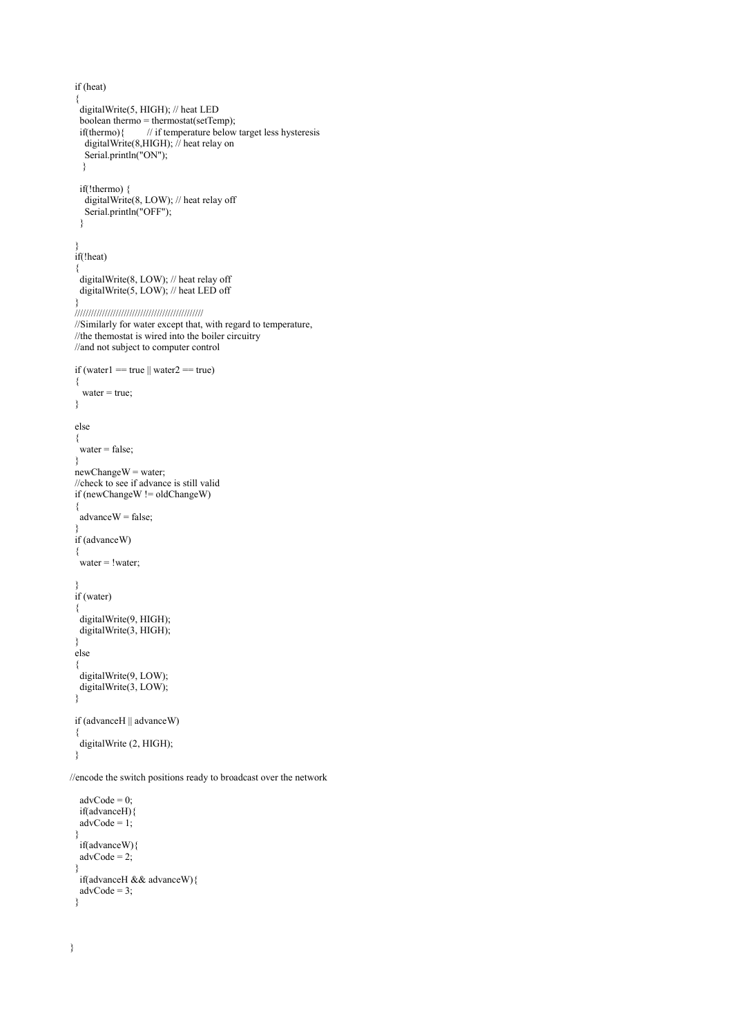```
  if (heat)
  {
   digitalWrite(5, HIGH); // heat LED
   boolean thermo = thermostat(setTemp);
   if(thermo){         // if temperature below target less hysteresis
     digitalWrite(8,HIGH); // heat relay on
     Serial.println("ON");
    }

   if(!thermo) {
     digitalWrite(8, LOW); // heat relay off
     Serial.println("OFF");
   }

  }
  if(!heat)
  {
   digitalWrite(8, LOW); // heat relay off
   digitalWrite(5, LOW); // heat LED off
  }
  ////////////////////////////////////////////////
  //Similarly for water except that, with regard to temperature,
  //the themostat is wired into the boiler circuitry
  //and not subject to computer control

  if (water1 == true || water2 == true)
  {
    water = true;
  }

  else
  {
   water = false;
  }
  newChangeW = water;
  //check to see if advance is still valid
  if (newChangeW != oldChangeW)
  {
   advanceW = false;
  }
  if (advanceW)
  {
   water = !water;

  }
  if (water)
  {
   digitalWrite(9, HIGH);
   digitalWrite(3, HIGH);
  }
  else
  {
   digitalWrite(9, LOW);
   digitalWrite(3, LOW);
  }

  if (advanceH || advanceW)
  {
   digitalWrite (2, HIGH);
  }

//encode the switch positions ready to broadcast over the network

   advCode = 0;
   if(advanceH){
   advCode = 1;
  }
   if(advanceW){
   advCode = 2;
  }
   if(advanceH && advanceW){
   advCode = 3;
  }



}
```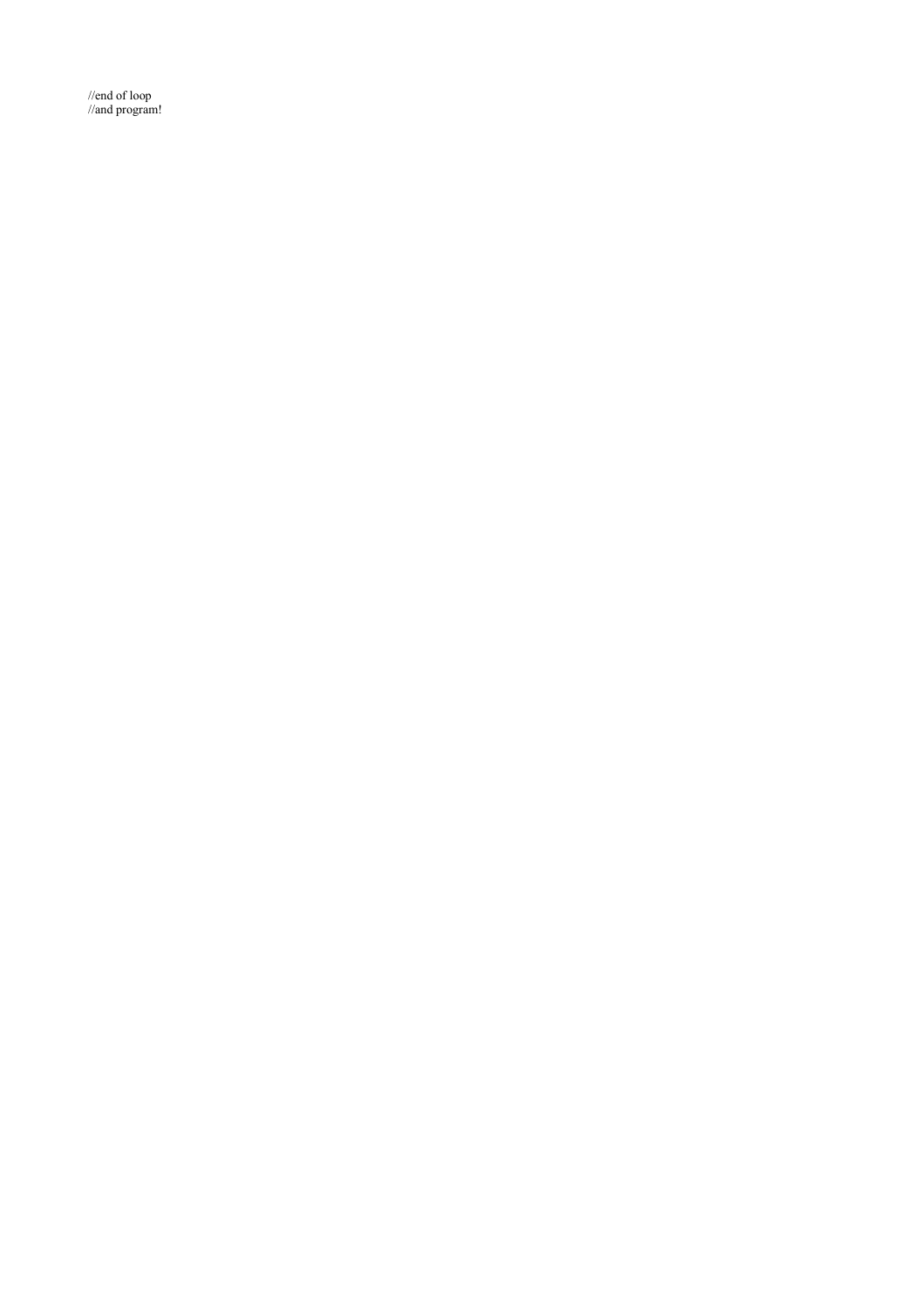```
//end of loop
//and program!
```